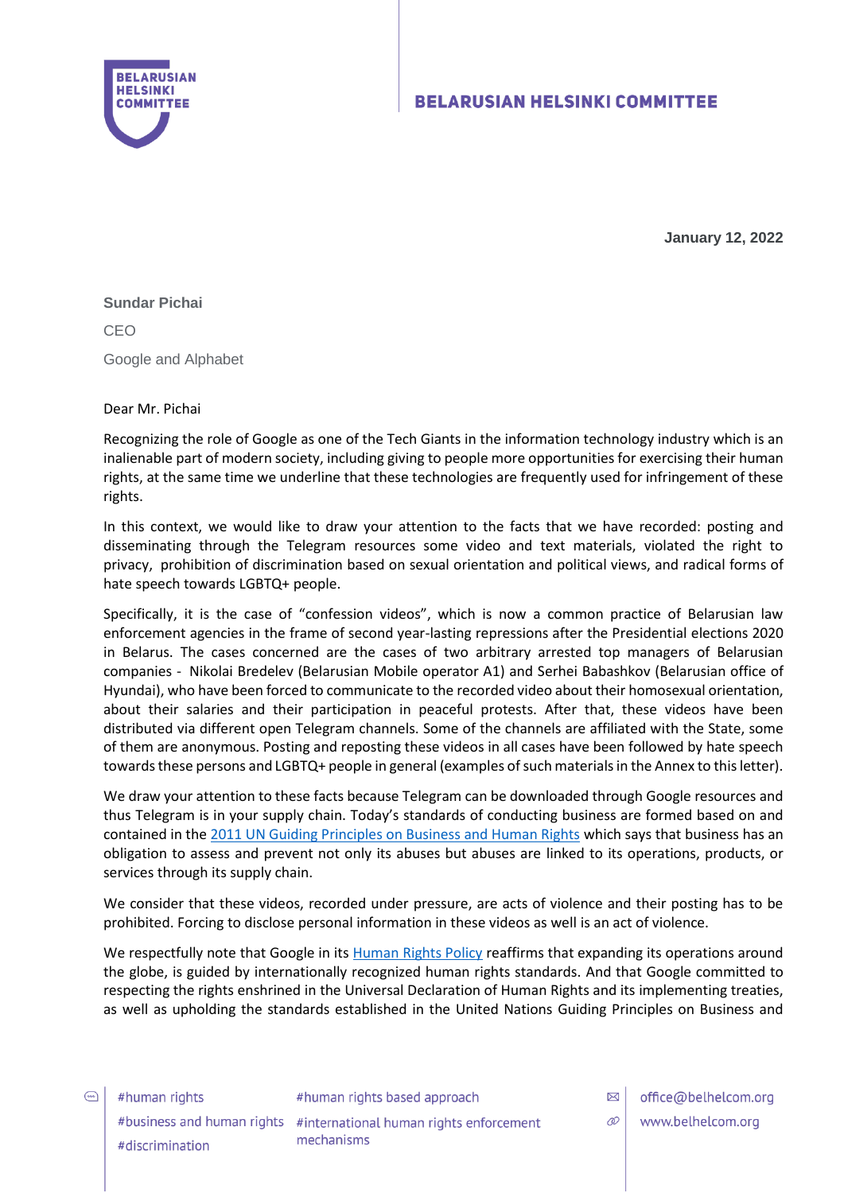# BELARUSIAN HELSINKI COMMITTEE

**January 12, 2022**

**Sundar Pichai**

CEO

Google and Alphabet

Dear Mr. Pichai

Recognizing the role of Google as one of the Tech Giants in the information technology industry which is an inalienable part of modern society, including giving to people more opportunities for exercising their human rights, at the same time we underline that these technologies are frequently used for infringement of these rights.

In this context, we would like to draw your attention to the facts that we have recorded: posting and disseminating through the Telegram resources some video and text materials, violated the right to privacy, prohibition of discrimination based on sexual orientation and political views, and radical forms of hate speech towards LGBTQ+ people.

Specifically, it is the case of "confession videos", which is now a common practice of Belarusian law enforcement agencies in the frame of second year-lasting repressions after the Presidential elections 2020 in Belarus. The cases concerned are the cases of two arbitrary arrested top managers of Belarusian companies - Nikolai Bredelev (Belarusian Mobile operator A1) and Serhei Babashkov (Belarusian office of Hyundai), who have been forced to communicate to the recorded video about their homosexual orientation, about their salaries and their participation in peaceful protests. After that, these videos have been distributed via different open Telegram channels. Some of the channels are affiliated with the State, some of them are anonymous. Posting and reposting these videos in all cases have been followed by hate speech towards these persons and LGBTQ+ people in general (examples of such materials in the Annex to this letter).

We draw your attention to these facts because Telegram can be downloaded through Google resources and thus Telegram is in your supply chain. Today's standards of conducting business are formed based on and contained in the 2011 UN Guiding Principles on Business and Human Rights which says that business has an obligation to assess and prevent not only its abuses but abuses are linked to its operations, products, or services through its supply chain.

We consider that these videos, recorded under pressure, are acts of violence and their posting has to be prohibited. Forcing to disclose personal information in these videos as well is an act of violence.

We respectfully note that Google in its Human Rights Policy reaffirms that expanding its operations around the globe, is guided by internationally recognized human rights standards. And that Google committed to respecting the rights enshrined in the Universal Declaration of Human Rights and its implementing treaties, as well as upholding the standards established in the United Nations Guiding Principles on Business and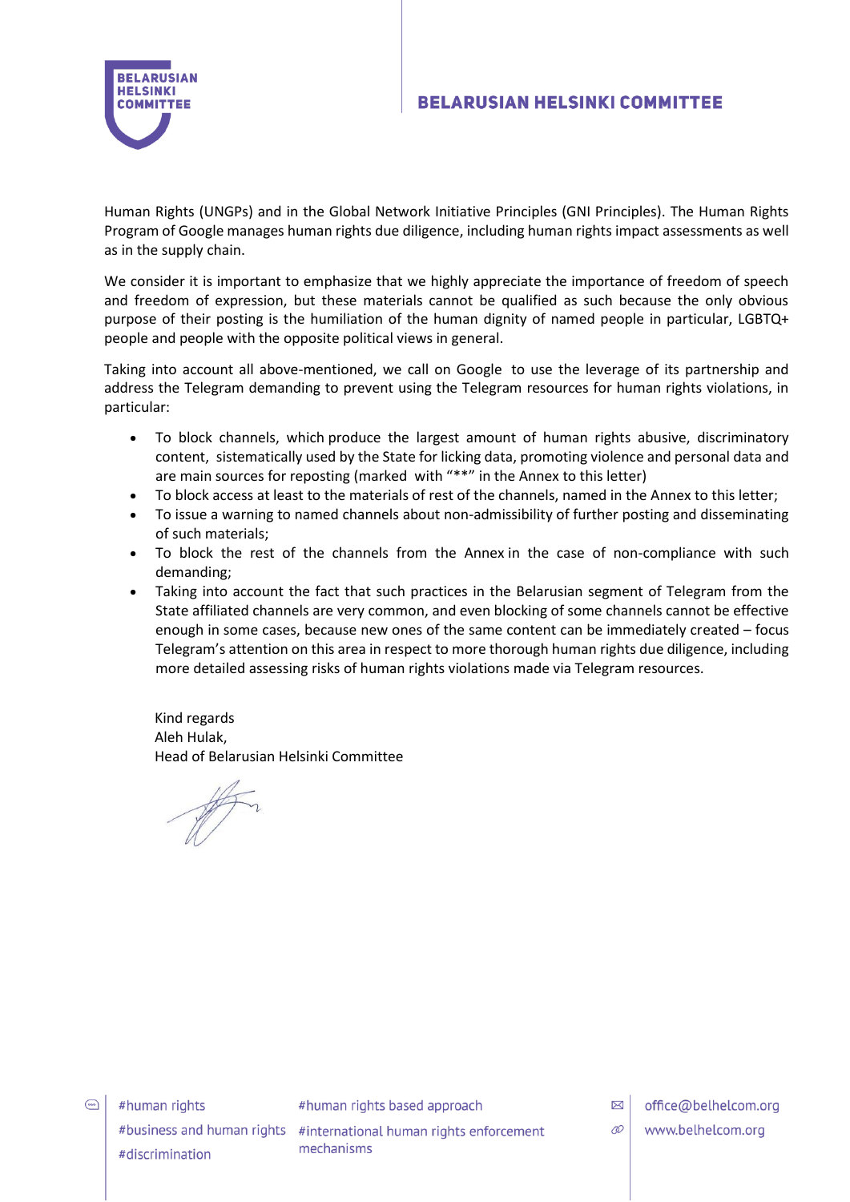Human Rights (UNGPs) and in the Global Network Initiative Principles (GNI Principles). The Human Rights Program of Google manages human rights due diligence, including human rights impact assessments as well as in the supply chain.

We consider it is important to emphasize that we highly appreciate the importance of freedom of speech and freedom of expression, but these materials cannot be qualified as such because the only obvious purpose of their posting is the humiliation of the human dignity of named people in particular, LGBTQ+ people and people with the opposite political views in general.

Taking into account all above-mentioned, we call on Google to use the leverage of its partnership and address the Telegram demanding to prevent using the Telegram resources for human rights violations, in particular:

- To block channels, which produce the largest amount of human rights abusive, discriminatory content, sistematically used by the State for licking data, promoting violence and personal data and are main sources for reposting (marked with "**" in the Annex to this letter)
- To block access at least to the materials of rest of the channels, named in the Annex to this letter;
- To issue a warning to named channels about non-admissibility of further posting and disseminating of such materials;
- To block the rest of the channels from the Annex in the case of non-compliance with such demanding;
- Taking into account the fact that such practices in the Belarusian segment of Telegram from the State affiliated channels are very common, and even blocking of some channels cannot be effective enough in some cases, because new ones of the same content can be immediately created – focus Telegram's attention on this area in respect to more thorough human rights due diligence, including more detailed assessing risks of human rights violations made via Telegram resources.

Kind regards
Aleh Hulak,
Head of Belarusian Helsinki Committee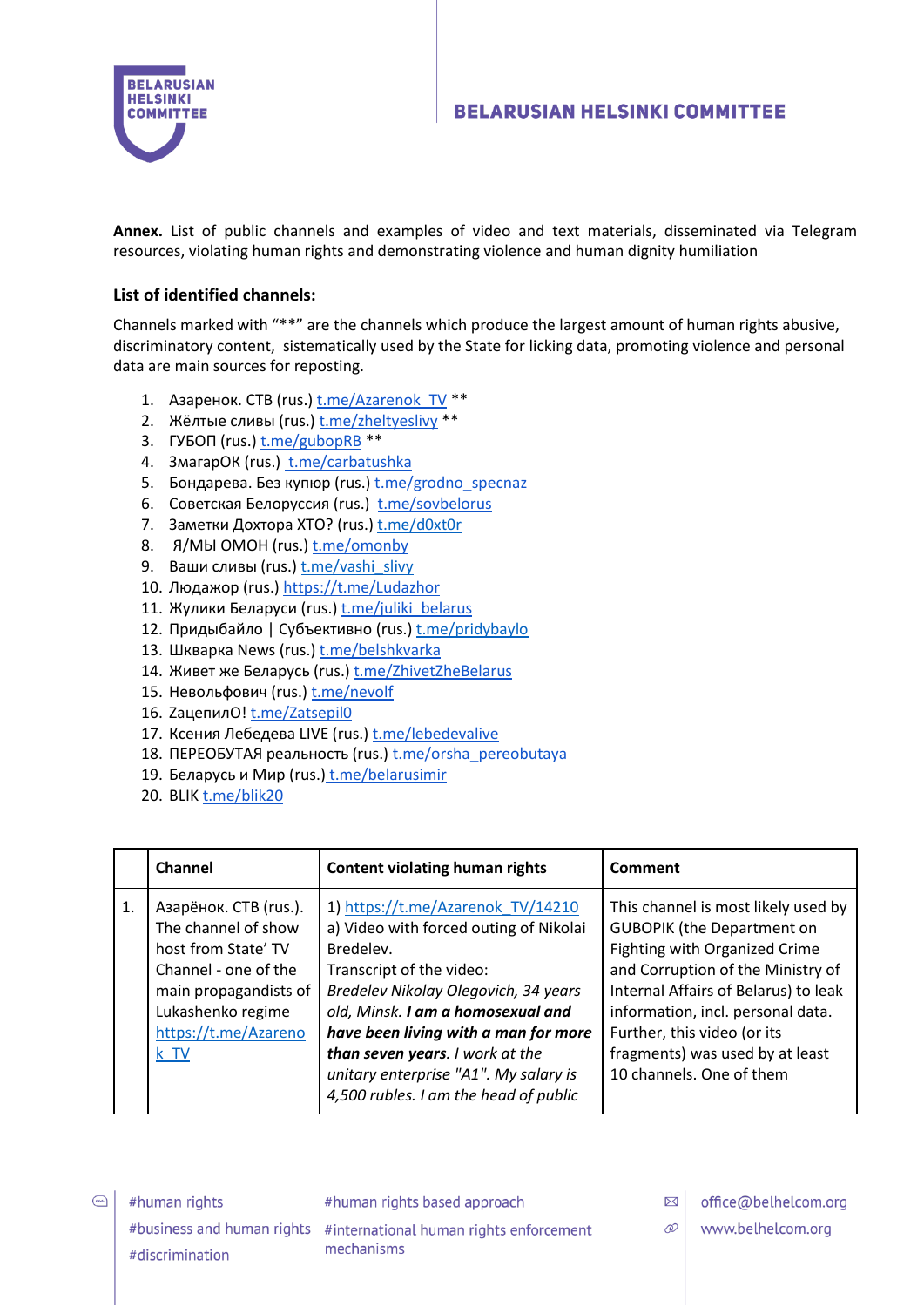**Annex.** List of public channels and examples of video and text materials, disseminated via Telegram resources, violating human rights and demonstrating violence and human dignity humiliation

### List of identified channels:

Channels marked with "**" are the channels which produce the largest amount of human rights abusive, discriminatory content, sistematically used by the State for licking data, promoting violence and personal data are main sources for reposting.

1. Азаренок. СТВ (rus.) t.me/Azarenok_TV **
2. Жёлтые сливы (rus.) t.me/zheltyeslivy **
3. ГУБОП (rus.) t.me/gubopRB **
4. ЗмагарОК (rus.) t.me/carbatushka
5. Бондарева. Без купюр (rus.) t.me/grodno_specnaz
6. Советская Белоруссия (rus.) t.me/sovbelorus
7. Заметки Дохтора ХТО? (rus.) t.me/d0xt0r
8. Я/МЫ ОМОН (rus.) t.me/omonby
9. Ваши сливы (rus.) t.me/vashi_slivy
10. Людажор (rus.) https://t.me/Ludazhor
11. Жулики Беларуси (rus.) t.me/juliki_belarus
12. Придыбайло | Субъективно (rus.) t.me/pridybaylo
13. Шкварка News (rus.) t.me/belshkvarka
14. Живет же Беларусь (rus.) t.me/ZhivetZheBelarus
15. Невольфович (rus.) t.me/nevolf
16. ЗацепилО! t.me/Zatsepil0
17. Ксения Лебедева LIVE (rus.) t.me/lebedevalive
18. ПЕРЕОБУТАЯ реальность (rus.) t.me/orsha_pereobutaya
19. Беларусь и Мир (rus.) t.me/belarusimir
20. BLIK t.me/blik20

| | Channel | Content violating human rights | Comment |
|---|---|---|---|
| 1. | Азарёнок. СТВ (rus.). The channel of show host from State' TV Channel - one of the main propagandists of Lukashenko regime https://t.me/Azarenok_TV | 1) https://t.me/Azarenok_TV/14210<br>a) Video with forced outing of Nikolai Bredelev.<br>Transcript of the video:<br>*Bredelev Nikolay Olegovich, 34 years old, Minsk.* ***I am a homosexual and have been living with a man for more than seven years****. I work at the unitary enterprise "A1". My salary is 4,500 rubles. I am the head of public* | This channel is most likely used by GUBOPIK (the Department on Fighting with Organized Crime and Corruption of the Ministry of Internal Affairs of Belarus) to leak information, incl. personal data. Further, this video (or its fragments) was used by at least 10 channels. One of them |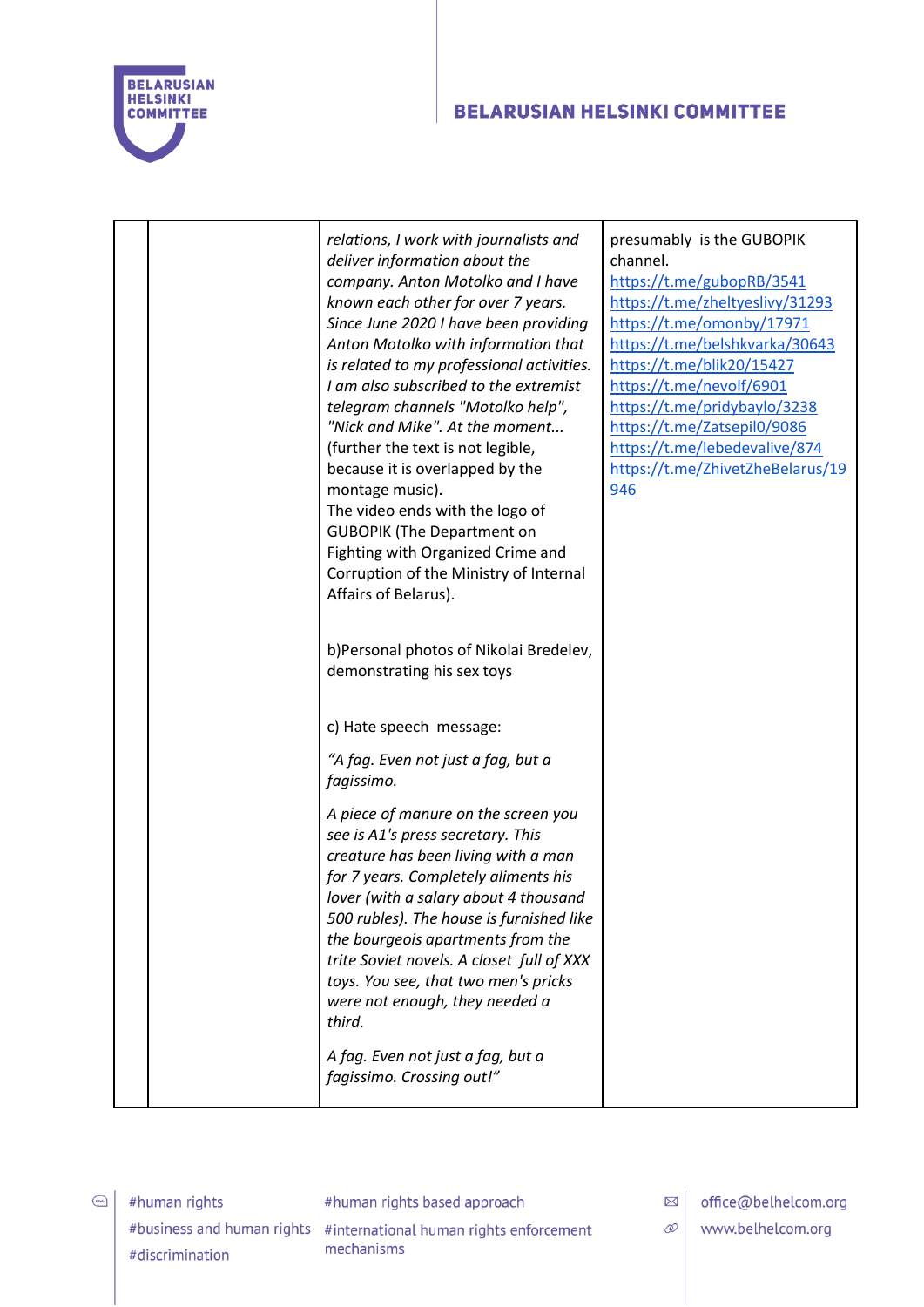| | | | |
|---|---|---|---|
| | | *relations, I work with journalists and deliver information about the company. Anton Motolko and I have known each other for over 7 years. Since June 2020 I have been providing Anton Motolko with information that is related to my professional activities. I am also subscribed to the extremist telegram channels "Motolko help", "Nick and Mike". At the moment...* (further the text is not legible, because it is overlapped by the montage music).<br>The video ends with the logo of GUBOPIK (The Department on Fighting with Organized Crime and Corruption of the Ministry of Internal Affairs of Belarus).<br><br>b)Personal photos of Nikolai Bredelev, demonstrating his sex toys<br><br>c) Hate speech message:<br>*"A fag. Even not just a fag, but a fagissimo.*<br>*A piece of manure on the screen you see is A1's press secretary. This creature has been living with a man for 7 years. Completely aliments his lover (with a salary about 4 thousand 500 rubles). The house is furnished like the bourgeois apartments from the trite Soviet novels. A closet full of XXX toys. You see, that two men's pricks were not enough, they needed a third.*<br>*A fag. Even not just a fag, but a fagissimo. Crossing out!"* | presumably is the GUBOPIK channel.<br>https://t.me/gubopRB/3541<br>https://t.me/zheltyeslivy/31293<br>https://t.me/omonby/17971<br>https://t.me/belshkvarka/30643<br>https://t.me/blik20/15427<br>https://t.me/nevolf/6901<br>https://t.me/pridybaylo/3238<br>https://t.me/Zatsepil0/9086<br>https://t.me/lebedevalive/874<br>https://t.me/ZhivetZheBelarus/19946 |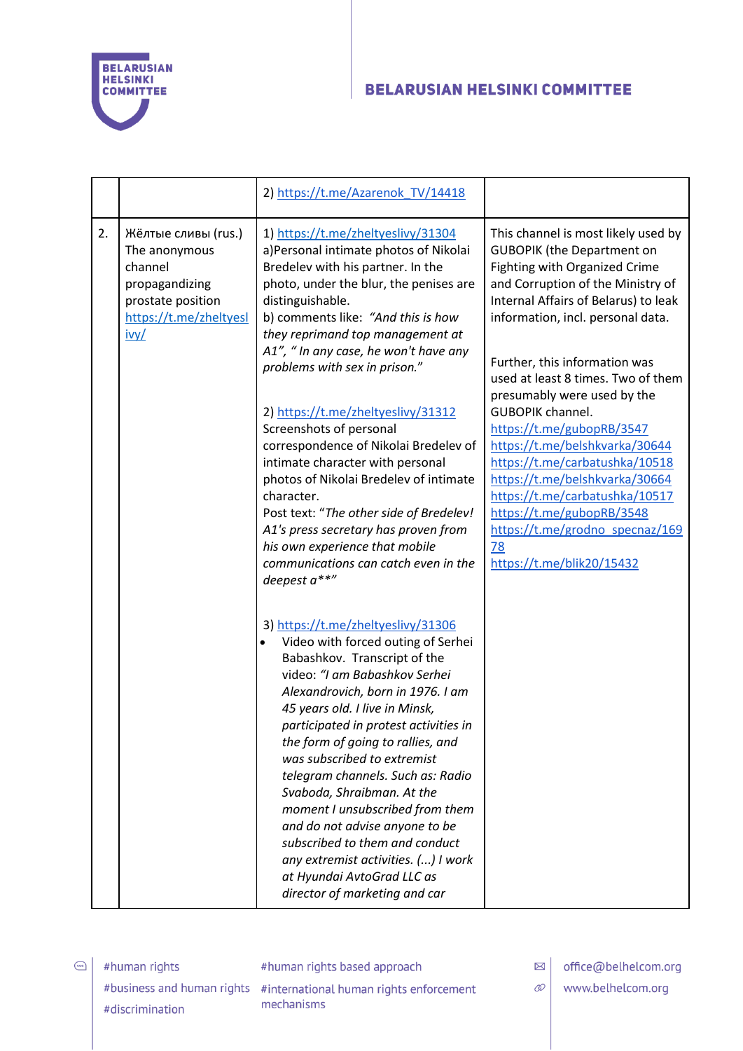| | | | |
|---|---|---|---|
| | | 2) https://t.me/Azarenok_TV/14418 | |
| 2. | Жёлтые сливы (rus.) The anonymous channel propagandizing prostate position https://t.me/zheltyeslivy/ | 1) https://t.me/zheltyeslivy/31304 a)Personal intimate photos of Nikolai Bredelev with his partner. In the photo, under the blur, the penises are distinguishable. b) comments like: *"And this is how they reprimand top management at A1", " In any case, he won't have any problems with sex in prison."*<br><br>2) https://t.me/zheltyeslivy/31312 Screenshots of personal correspondence of Nikolai Bredelev of intimate character with personal photos of Nikolai Bredelev of intimate character. Post text: "*The other side of Bredelev! A1's press secretary has proven from his own experience that mobile communications can catch even in the deepest a\*\**"<br><br>3) https://t.me/zheltyeslivy/31306<br>• Video with forced outing of Serhei Babashkov. Transcript of the video: *"I am Babashkov Serhei Alexandrovich, born in 1976. I am 45 years old. I live in Minsk, participated in protest activities in the form of going to rallies, and was subscribed to extremist telegram channels. Such as: Radio Svaboda, Shraibman. At the moment I unsubscribed from them and do not advise anyone to be subscribed to them and conduct any extremist activities. (...) I work at Hyundai AvtoGrad LLC as director of marketing and car* | This channel is most likely used by GUBOPIK (the Department on Fighting with Organized Crime and Corruption of the Ministry of Internal Affairs of Belarus) to leak information, incl. personal data.<br><br>Further, this information was used at least 8 times. Two of them presumably were used by the GUBOPIK channel.<br>https://t.me/gubopRB/3547<br>https://t.me/belshkvarka/30644<br>https://t.me/carbatushka/10518<br>https://t.me/belshkvarka/30664<br>https://t.me/carbatushka/10517<br>https://t.me/gubopRB/3548<br>https://t.me/grodno_specnaz/16978<br>https://t.me/blik20/15432 |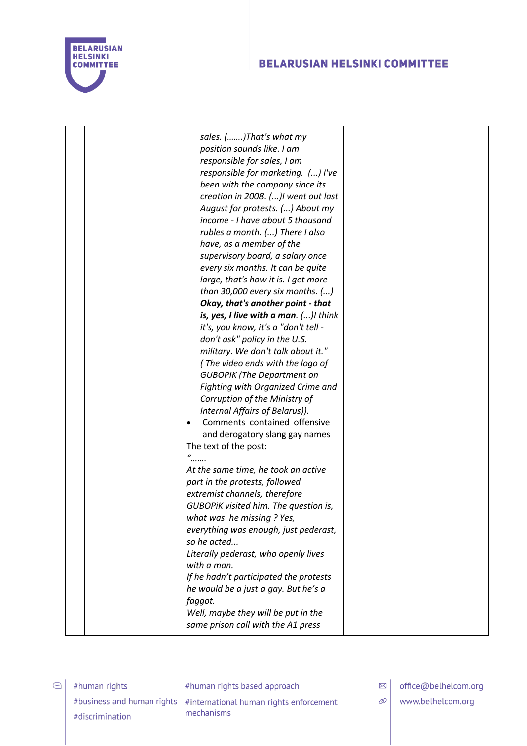| | | | |
|---|---|---|---|
| | | *sales. (…….)That's what my position sounds like. I am responsible for sales, I am responsible for marketing. (...) I've been with the company since its creation in 2008. (...)I went out last August for protests. (...) About my income - I have about 5 thousand rubles a month. (...) There I also have, as a member of the supervisory board, a salary once every six months. It can be quite large, that's how it is. I get more than 30,000 every six months. (...)* ***Okay, that's another point - that is, yes, I live with a man****. (...)I think it's, you know, it's a "don't tell - don't ask" policy in the U.S. military. We don't talk about it."* *( The video ends with the logo of GUBOPIK (The Department on Fighting with Organized Crime and Corruption of the Ministry of Internal Affairs of Belarus)).*<br>• Comments contained offensive and derogatory slang gay names<br>The text of the post:<br>*"…….*<br>*At the same time, he took an active part in the protests, followed extremist channels, therefore GUBOPiK visited him. The question is, what was he missing ? Yes, everything was enough, just pederast, so he acted...*<br>*Literally pederast, who openly lives with a man.*<br>*If he hadn't participated the protests he would be a just a gay. But he's a faggot.*<br>*Well, maybe they will be put in the same prison call with the A1 press* | |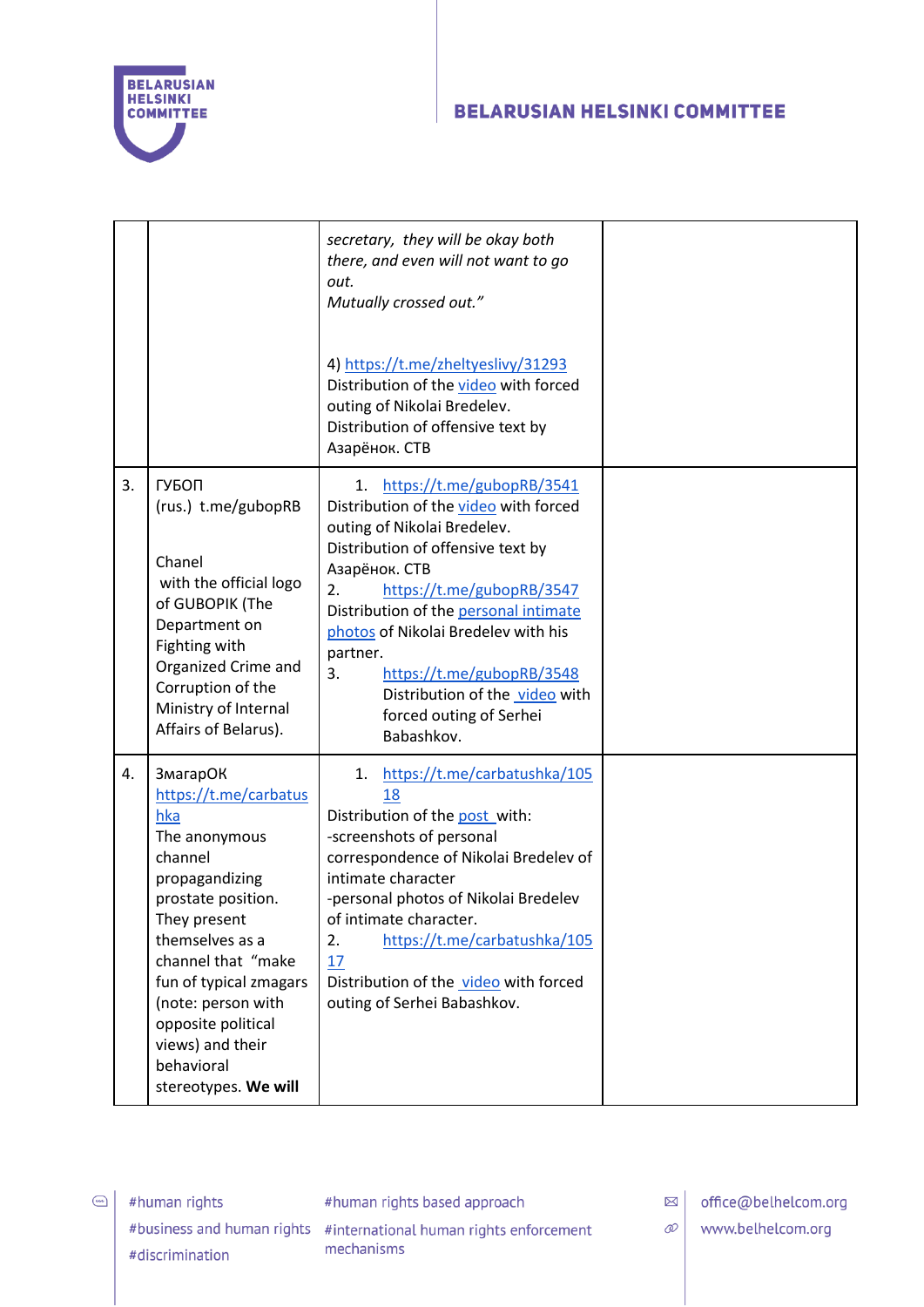|  |  |  |  |
|---|---|---|---|
|  |  | *secretary, they will be okay both there, and even will not want to go out.*<br>*Mutually crossed out."*<br><br>4) https://t.me/zheltyeslivy/31293<br>Distribution of the video with forced outing of Nikolai Bredelev.<br>Distribution of offensive text by Азарёнок. СТВ |  |
| 3. | ГУБОП<br>(rus.) t.me/gubopRB<br><br>Chanel with the official logo of GUBOPIK (The Department on Fighting with Organized Crime and Corruption of the Ministry of Internal Affairs of Belarus). | 1. https://t.me/gubopRB/3541<br>Distribution of the video with forced outing of Nikolai Bredelev.<br>Distribution of offensive text by Азарёнок. СТВ<br>2. https://t.me/gubopRB/3547<br>Distribution of the personal intimate photos of Nikolai Bredelev with his partner.<br>3. https://t.me/gubopRB/3548<br>Distribution of the video with forced outing of Serhei Babashkov. |  |
| 4. | ЗмагарОК<br>https://t.me/carbatushka<br>The anonymous channel propagandizing prostate position. They present themselves as a channel that "make fun of typical zmagars (note: person with opposite political views) and their behavioral stereotypes. **We will** | 1. https://t.me/carbatushka/10518<br>Distribution of the post with:<br>-screenshots of personal correspondence of Nikolai Bredelev of intimate character<br>-personal photos of Nikolai Bredelev of intimate character.<br>2. https://t.me/carbatushka/10517<br>Distribution of the video with forced outing of Serhei Babashkov. |  |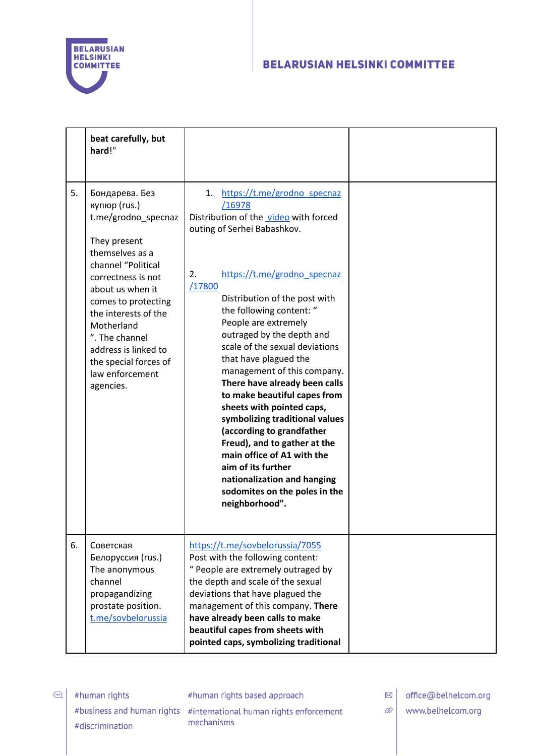| | | | |
|---|---|---|---|
| | **beat carefully, but hard**!" | | |
| 5. | Бондарева. Без купюр (rus.) t.me/grodno_specnaz<br><br>They present themselves as a channel "Political correctness is not about us when it comes to protecting the interests of the Motherland ". The channel address is linked to the special forces of law enforcement agencies. | 1. https://t.me/grodno_specnaz/16978<br>Distribution of the video with forced outing of Serhei Babashkov.<br><br>2. https://t.me/grodno_specnaz/17800<br>Distribution of the post with the following content: " People are extremely outraged by the depth and scale of the sexual deviations that have plagued the management of this company. **There have already been calls to make beautiful capes from sheets with pointed caps, symbolizing traditional values (according to grandfather Freud), and to gather at the main office of A1 with the aim of its further nationalization and hanging sodomites on the poles in the neighborhood".** | |
| 6. | Советская Белоруссия (rus.) The anonymous channel propagandizing prostate position. t.me/sovbelorussia | https://t.me/sovbelorussia/7055<br>Post with the following content:<br>" People are extremely outraged by the depth and scale of the sexual deviations that have plagued the management of this company. **There have already been calls to make beautiful capes from sheets with pointed caps, symbolizing traditional** | |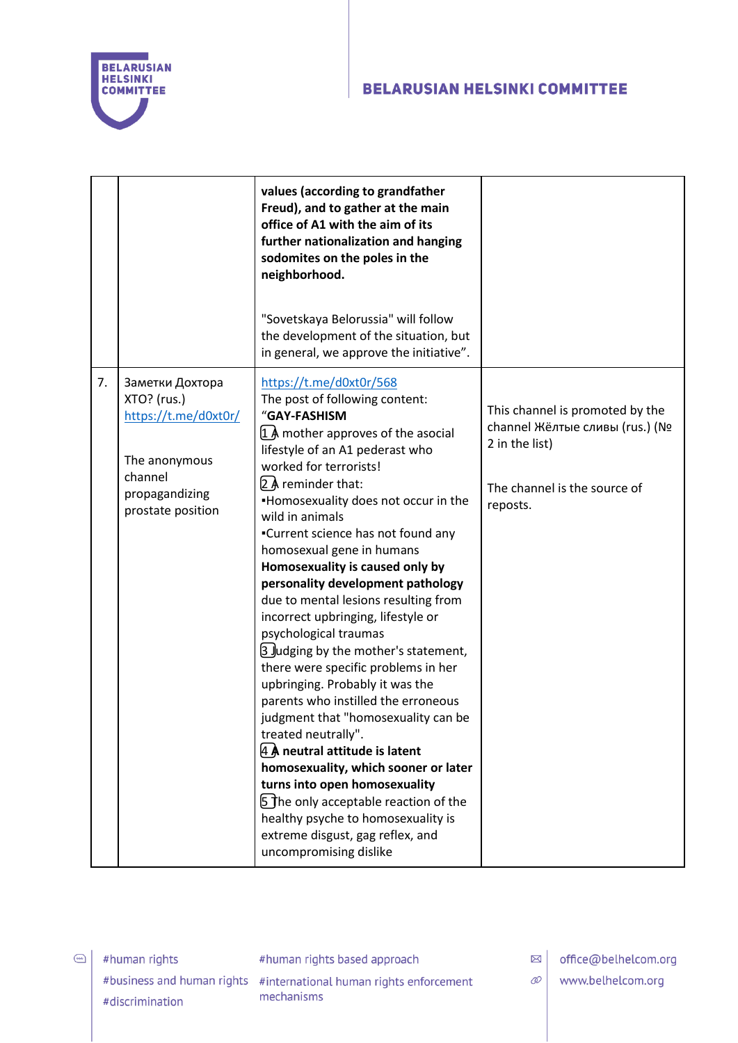| | | | |
|---|---|---|---|
| | | **values (according to grandfather Freud), and to gather at the main office of A1 with the aim of its further nationalization and hanging sodomites on the poles in the neighborhood.**<br><br>"Sovetskaya Belorussia" will follow the development of the situation, but in general, we approve the initiative". | |
| 7. | Заметки Дохтора ХТО? (rus.) https://t.me/d0xt0r/<br><br>The anonymous channel propagandizing prostate position | https://t.me/d0xt0r/568<br>The post of following content:<br>"**GAY-FASHISM**<br>1 A mother approves of the asocial lifestyle of an A1 pederast who worked for terrorists!<br>2 A reminder that:<br>▪Homosexuality does not occur in the wild in animals<br>▪Current science has not found any homosexual gene in humans<br>**Homosexuality is caused only by personality development pathology** due to mental lesions resulting from incorrect upbringing, lifestyle or psychological traumas<br>3 Judging by the mother's statement, there were specific problems in her upbringing. Probably it was the parents who instilled the erroneous judgment that "homosexuality can be treated neutrally".<br>4 **A neutral attitude is latent homosexuality, which sooner or later turns into open homosexuality**<br>5 The only acceptable reaction of the healthy psyche to homosexuality is extreme disgust, gag reflex, and uncompromising dislike | This channel is promoted by the channel Жёлтые сливы (rus.) (№ 2 in the list)<br><br>The channel is the source of reposts. |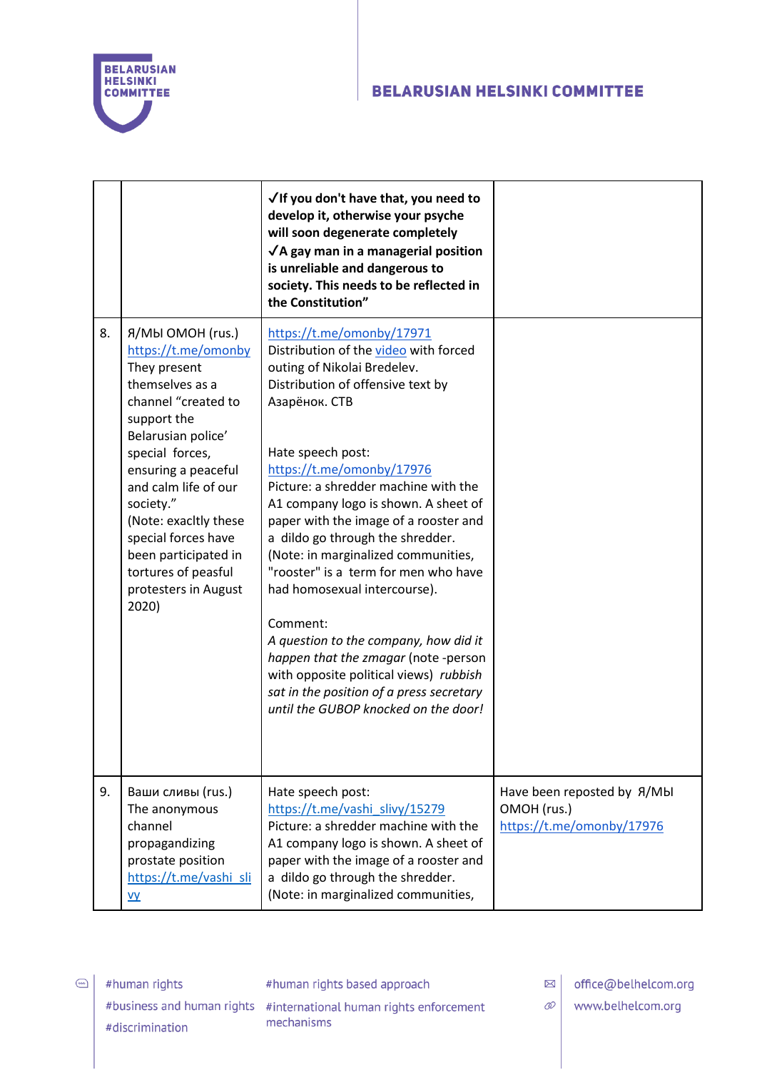| | | | |
|---|---|---|---|
| | | **✓If you don't have that, you need to develop it, otherwise your psyche will soon degenerate completely** **✓A gay man in a managerial position is unreliable and dangerous to society. This needs to be reflected in the Constitution"** | |
| 8. | Я/МЫ ОМОН (rus.) https://t.me/omonby They present themselves as a channel "created to support the Belarusian police' special forces, ensuring a peaceful and calm life of our society." (Note: exacltly these special forces have been participated in tortures of peasful protesters in August 2020) | https://t.me/omonby/17971 Distribution of the video with forced outing of Nikolai Bredelev. Distribution of offensive text by Азарёнок. СТВ<br><br>Hate speech post: https://t.me/omonby/17976 Picture: a shredder machine with the A1 company logo is shown. A sheet of paper with the image of a rooster and a dildo go through the shredder. (Note: in marginalized communities, "rooster" is a term for men who have had homosexual intercourse).<br><br>Comment: *A question to the company, how did it happen that the zmagar* (note -person with opposite political views) *rubbish sat in the position of a press secretary until the GUBOP knocked on the door!* | |
| 9. | Ваши сливы (rus.) The anonymous channel propagandizing prostate position https://t.me/vashi_slivy | Hate speech post: https://t.me/vashi_slivy/15279 Picture: a shredder machine with the A1 company logo is shown. A sheet of paper with the image of a rooster and a dildo go through the shredder. (Note: in marginalized communities, | Have been reposted by Я/МЫ ОМОН (rus.) https://t.me/omonby/17976 |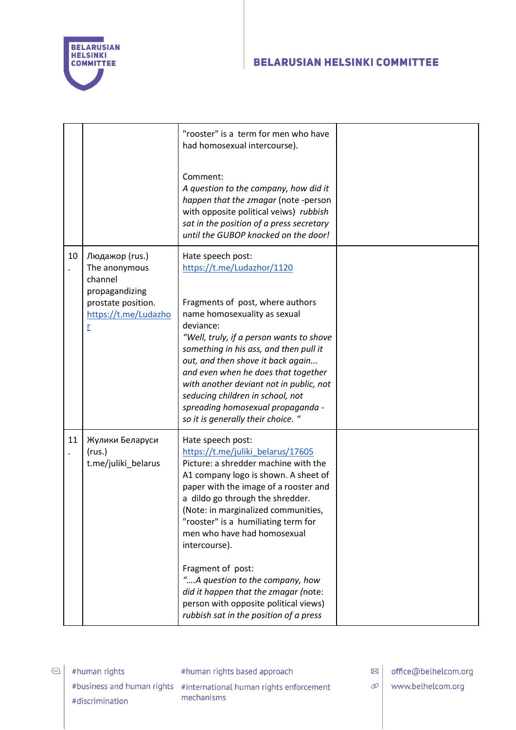| | | | |
|---|---|---|---|
| | | "rooster" is a term for men who have had homosexual intercourse).<br><br>Comment:<br>*A question to the company, how did it happen that the zmagar* (note -person with opposite political veiws) *rubbish sat in the position of a press secretary until the GUBOP knocked on the door!* | |
| 10. | Людажор (rus.)<br>The anonymous channel propagandizing prostate position.<br>https://t.me/Ludazhor | Hate speech post:<br>https://t.me/Ludazhor/1120<br><br>Fragments of post, where authors name homosexuality as sexual deviance:<br>*"Well, truly, if a person wants to shove something in his ass, and then pull it out, and then shove it back again... and even when he does that together with another deviant not in public, not seducing children in school, not spreading homosexual propaganda - so it is generally their choice. "* | |
| 11. | Жулики Беларуси (rus.)<br>t.me/juliki_belarus | Hate speech post:<br>https://t.me/juliki_belarus/17605<br>Picture: a shredder machine with the A1 company logo is shown. A sheet of paper with the image of a rooster and a dildo go through the shredder.<br>(Note: in marginalized communities, "rooster" is a humiliating term for men who have had homosexual intercourse).<br><br>Fragment of post:<br>*"….A question to the company, how did it happen that the zmagar* (note: person with opposite political views) *rubbish sat in the position of a press* | |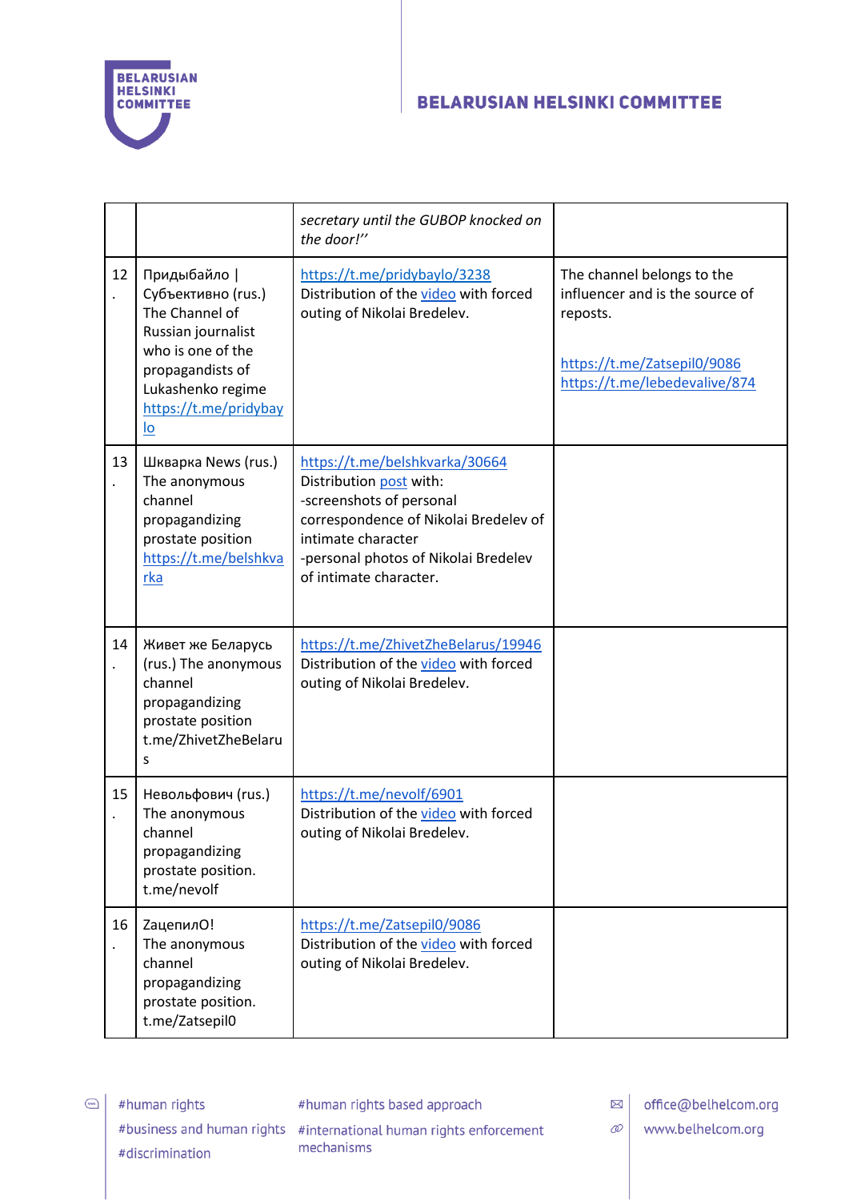| | | | |
|---|---|---|---|
| | | *secretary until the GUBOP knocked on the door!"* | |
| 12. | Придыбайло \| Субъективно (rus.) The Channel of Russian journalist who is one of the propagandists of Lukashenko regime https://t.me/pridybaylo | https://t.me/pridybaylo/3238 Distribution of the video with forced outing of Nikolai Bredelev. | The channel belongs to the influencer and is the source of reposts.<br><br>https://t.me/Zatsepil0/9086 https://t.me/lebedevalive/874 |
| 13. | Шкварка News (rus.) The anonymous channel propagandizing prostate position https://t.me/belshkvarka | https://t.me/belshkvarka/30664 Distribution post with:<br>-screenshots of personal correspondence of Nikolai Bredelev of intimate character<br>-personal photos of Nikolai Bredelev of intimate character. | |
| 14. | Живет же Беларусь (rus.) The anonymous channel propagandizing prostate position t.me/ZhivetZheBelarus | https://t.me/ZhivetZheBelarus/19946 Distribution of the video with forced outing of Nikolai Bredelev. | |
| 15. | Невольфович (rus.) The anonymous channel propagandizing prostate position. t.me/nevolf | https://t.me/nevolf/6901 Distribution of the video with forced outing of Nikolai Bredelev. | |
| 16. | ЗацепилО! The anonymous channel propagandizing prostate position. t.me/Zatsepil0 | https://t.me/Zatsepil0/9086 Distribution of the video with forced outing of Nikolai Bredelev. | |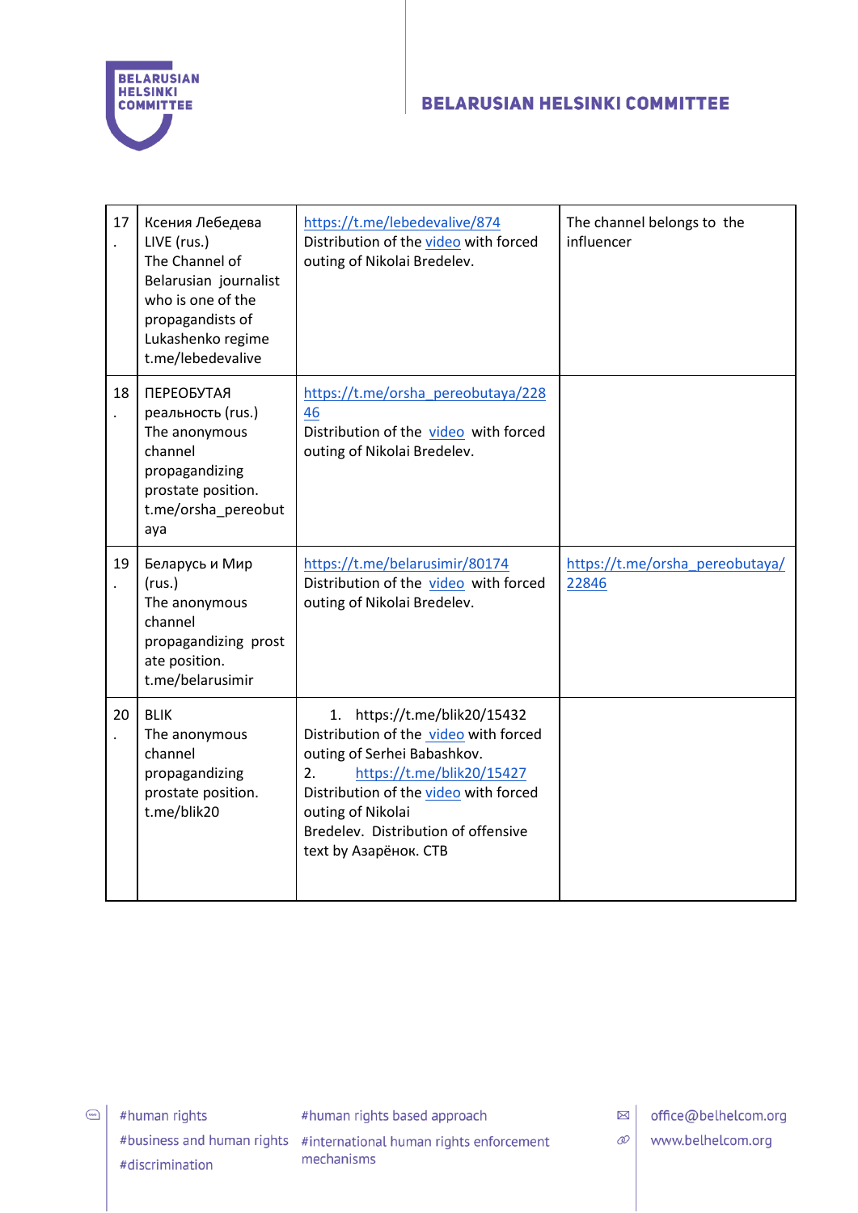| | | | |
|---|---|---|---|
| 17. | Ксения Лебедева LIVE (rus.) The Channel of Belarusian journalist who is one of the propagandists of Lukashenko regime t.me/lebedevalive | https://t.me/lebedevalive/874 Distribution of the video with forced outing of Nikolai Bredelev. | The channel belongs to the influencer |
| 18. | ПЕРЕОБУТАЯ реальность (rus.) The anonymous channel propagandizing prostate position. t.me/orsha_pereobutaya | https://t.me/orsha_pereobutaya/22846 Distribution of the video with forced outing of Nikolai Bredelev. | |
| 19. | Беларусь и Мир (rus.) The anonymous channel propagandizing prostate position. t.me/belarusimir | https://t.me/belarusimir/80174 Distribution of the video with forced outing of Nikolai Bredelev. | https://t.me/orsha_pereobutaya/22846 |
| 20. | BLIK The anonymous channel propagandizing prostate position. t.me/blik20 | 1. https://t.me/blik20/15432 Distribution of the video with forced outing of Serhei Babashkov. 2. https://t.me/blik20/15427 Distribution of the video with forced outing of Nikolai Bredelev. Distribution of offensive text by Азарёнок. СТВ | |